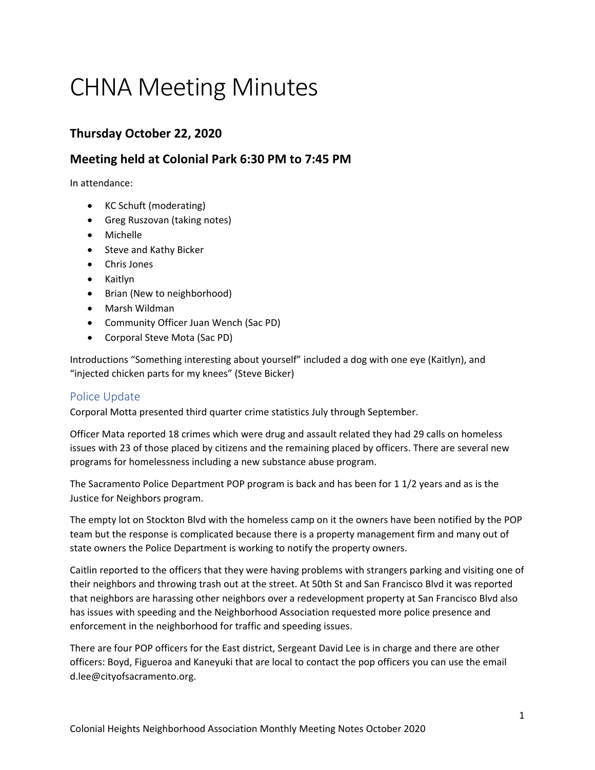# CHNA Meeting Minutes

## Thursday October 22, 2020

## Meeting held at Colonial Park 6:30 PM to 7:45 PM

In attendance:

- KC Schuft (moderating)
- Greg Ruszovan (taking notes)
- Michelle
- Steve and Kathy Bicker
- Chris Jones
- Kaitlyn
- Brian (New to neighborhood)
- Marsh Wildman
- Community Officer Juan Wench (Sac PD)
- Corporal Steve Mota (Sac PD)

Introductions "Something interesting about yourself" included a dog with one eye (Kaitlyn), and "injected chicken parts for my knees" (Steve Bicker)

### Police Update

Corporal Motta presented third quarter crime statistics July through September.

Officer Mata reported 18 crimes which were drug and assault related they had 29 calls on homeless issues with 23 of those placed by citizens and the remaining placed by officers. There are several new programs for homelessness including a new substance abuse program.

The Sacramento Police Department POP program is back and has been for 1 1/2 years and as is the Justice for Neighbors program.

The empty lot on Stockton Blvd with the homeless camp on it the owners have been notified by the POP team but the response is complicated because there is a property management firm and many out of state owners the Police Department is working to notify the property owners.

Caitlin reported to the officers that they were having problems with strangers parking and visiting one of their neighbors and throwing trash out at the street. At 50th St and San Francisco Blvd it was reported that neighbors are harassing other neighbors over a redevelopment property at San Francisco Blvd also has issues with speeding and the Neighborhood Association requested more police presence and enforcement in the neighborhood for traffic and speeding issues.

There are four POP officers for the East district, Sergeant David Lee is in charge and there are other officers: Boyd, Figueroa and Kaneyuki that are local to contact the pop officers you can use the email d.lee@cityofsacramento.org.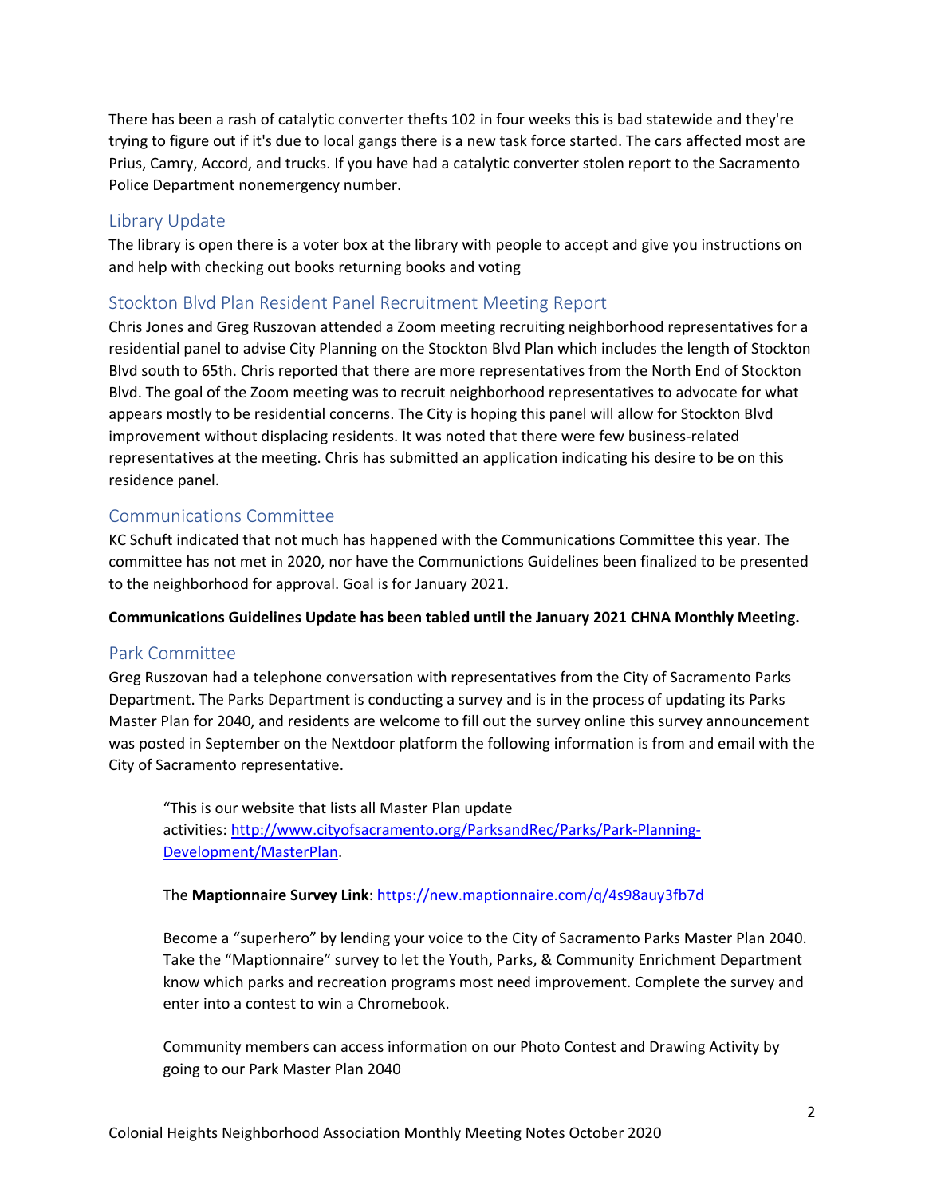There has been a rash of catalytic converter thefts 102 in four weeks this is bad statewide and they're trying to figure out if it's due to local gangs there is a new task force started. The cars affected most are Prius, Camry, Accord, and trucks. If you have had a catalytic converter stolen report to the Sacramento Police Department nonemergency number.

## Library Update

The library is open there is a voter box at the library with people to accept and give you instructions on and help with checking out books returning books and voting

## Stockton Blvd Plan Resident Panel Recruitment Meeting Report

Chris Jones and Greg Ruszovan attended a Zoom meeting recruiting neighborhood representatives for a residential panel to advise City Planning on the Stockton Blvd Plan which includes the length of Stockton Blvd south to 65th. Chris reported that there are more representatives from the North End of Stockton Blvd. The goal of the Zoom meeting was to recruit neighborhood representatives to advocate for what appears mostly to be residential concerns. The City is hoping this panel will allow for Stockton Blvd improvement without displacing residents. It was noted that there were few business-related representatives at the meeting. Chris has submitted an application indicating his desire to be on this residence panel.

## Communications Committee

KC Schuft indicated that not much has happened with the Communications Committee this year. The committee has not met in 2020, nor have the Communictions Guidelines been finalized to be presented to the neighborhood for approval. Goal is for January 2021.

**Communications Guidelines Update has been tabled until the January 2021 CHNA Monthly Meeting.**

## Park Committee

Greg Ruszovan had a telephone conversation with representatives from the City of Sacramento Parks Department. The Parks Department is conducting a survey and is in the process of updating its Parks Master Plan for 2040, and residents are welcome to fill out the survey online this survey announcement was posted in September on the Nextdoor platform the following information is from and email with the City of Sacramento representative.

> "This is our website that lists all Master Plan update activities: [http://www.cityofsacramento.org/ParksandRec/Parks/Park-Planning-Development/MasterPlan](http://www.cityofsacramento.org/ParksandRec/Parks/Park-Planning-Development/MasterPlan).
>
> The **Maptionnaire Survey Link**: [https://new.maptionnaire.com/q/4s98auy3fb7d](https://new.maptionnaire.com/q/4s98auy3fb7d)
>
> Become a "superhero" by lending your voice to the City of Sacramento Parks Master Plan 2040. Take the "Maptionnaire" survey to let the Youth, Parks, & Community Enrichment Department know which parks and recreation programs most need improvement. Complete the survey and enter into a contest to win a Chromebook.
>
> Community members can access information on our Photo Contest and Drawing Activity by going to our Park Master Plan 2040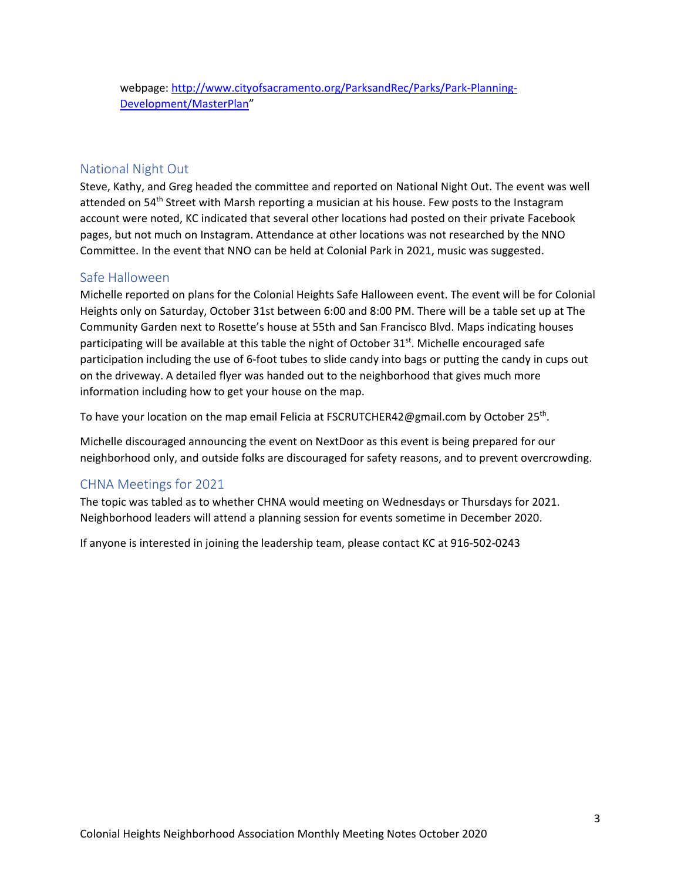webpage: [http://www.cityofsacramento.org/ParksandRec/Parks/Park-Planning-Development/MasterPlan](http://www.cityofsacramento.org/ParksandRec/Parks/Park-Planning-Development/MasterPlan)"

## National Night Out

Steve, Kathy, and Greg headed the committee and reported on National Night Out. The event was well attended on 54th Street with Marsh reporting a musician at his house. Few posts to the Instagram account were noted, KC indicated that several other locations had posted on their private Facebook pages, but not much on Instagram. Attendance at other locations was not researched by the NNO Committee. In the event that NNO can be held at Colonial Park in 2021, music was suggested.

## Safe Halloween

Michelle reported on plans for the Colonial Heights Safe Halloween event. The event will be for Colonial Heights only on Saturday, October 31st between 6:00 and 8:00 PM. There will be a table set up at The Community Garden next to Rosette's house at 55th and San Francisco Blvd. Maps indicating houses participating will be available at this table the night of October 31st. Michelle encouraged safe participation including the use of 6-foot tubes to slide candy into bags or putting the candy in cups out on the driveway. A detailed flyer was handed out to the neighborhood that gives much more information including how to get your house on the map.

To have your location on the map email Felicia at FSCRUTCHER42@gmail.com by October 25th.

Michelle discouraged announcing the event on NextDoor as this event is being prepared for our neighborhood only, and outside folks are discouraged for safety reasons, and to prevent overcrowding.

## CHNA Meetings for 2021

The topic was tabled as to whether CHNA would meeting on Wednesdays or Thursdays for 2021. Neighborhood leaders will attend a planning session for events sometime in December 2020.

If anyone is interested in joining the leadership team, please contact KC at 916-502-0243